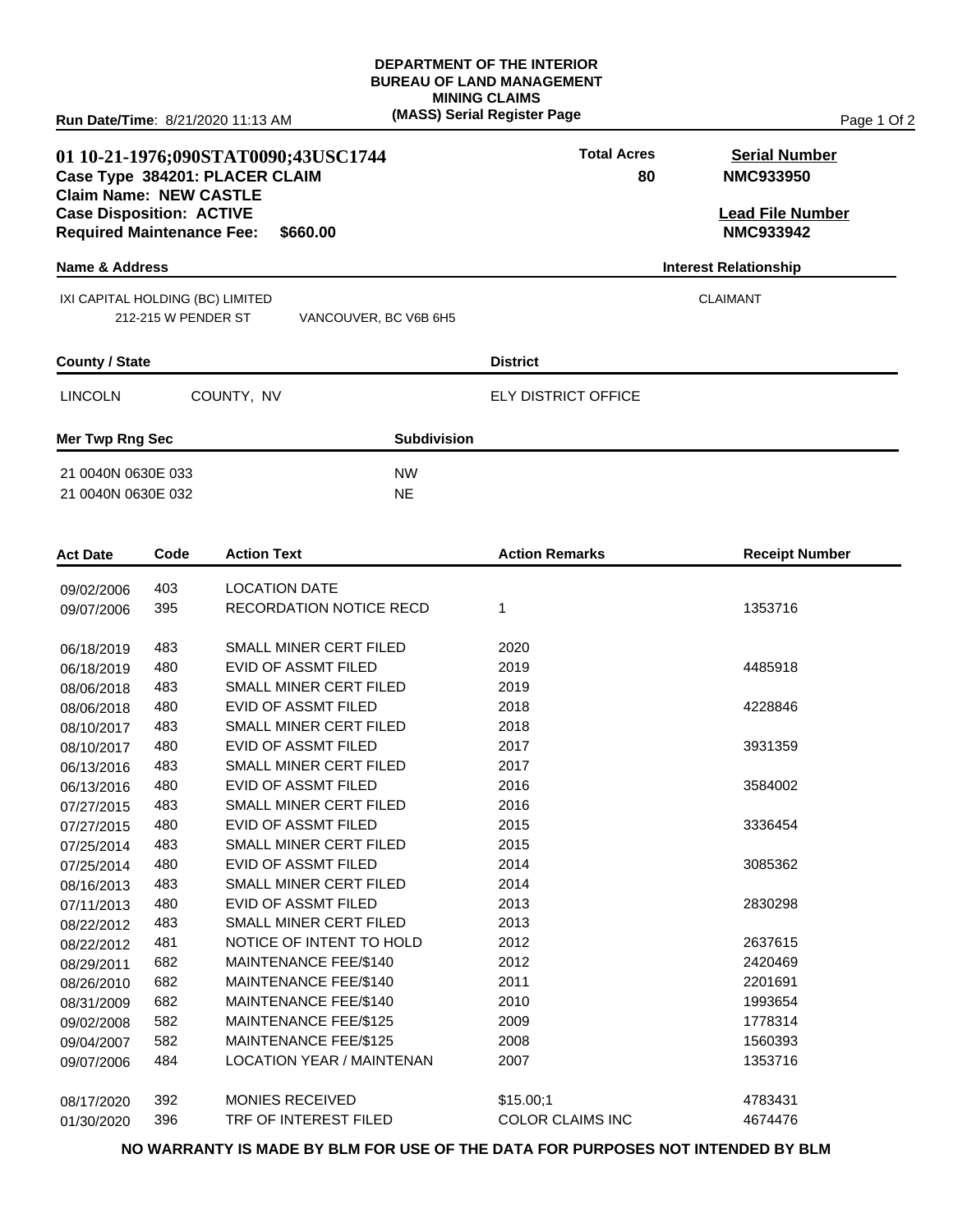**DEPARTMENT OF THE INTERIOR**
**BUREAU OF LAND MANAGEMENT**
**MINING CLAIMS**
**(MASS) Serial Register Page**

**Run Date/Time**: 8/21/2020 11:13 AM

**01 10-21-1976;090STAT0090;43USC1744**
**Case Type 384201: PLACER CLAIM**
**Claim Name: NEW CASTLE**
**Case Disposition: ACTIVE**
**Required Maintenance Fee: $660.00**

**Total Acres**: 80

**Serial Number**: NMC933950

**Lead File Number**: NMC933942

| Name & Address | | | Interest Relationship |
|---|---|---|---|
| IXI CAPITAL HOLDING (BC) LIMITED | 212-215 W PENDER ST | VANCOUVER, BC V6B 6H5 | CLAIMANT |

| County / State | | District |
|---|---|---|
| LINCOLN | COUNTY, NV | ELY DISTRICT OFFICE |

| Mer Twp Rng Sec | Subdivision |
|---|---|
| 21 0040N 0630E 033 | NW |
| 21 0040N 0630E 032 | NE |

| Act Date | Code | Action Text | Action Remarks | Receipt Number |
|---|---|---|---|---|
| 09/02/2006 | 403 | LOCATION DATE | | |
| 09/07/2006 | 395 | RECORDATION NOTICE RECD | 1 | 1353716 |
| 06/18/2019 | 483 | SMALL MINER CERT FILED | 2020 | |
| 06/18/2019 | 480 | EVID OF ASSMT FILED | 2019 | 4485918 |
| 08/06/2018 | 483 | SMALL MINER CERT FILED | 2019 | |
| 08/06/2018 | 480 | EVID OF ASSMT FILED | 2018 | 4228846 |
| 08/10/2017 | 483 | SMALL MINER CERT FILED | 2018 | |
| 08/10/2017 | 480 | EVID OF ASSMT FILED | 2017 | 3931359 |
| 06/13/2016 | 483 | SMALL MINER CERT FILED | 2017 | |
| 06/13/2016 | 480 | EVID OF ASSMT FILED | 2016 | 3584002 |
| 07/27/2015 | 483 | SMALL MINER CERT FILED | 2016 | |
| 07/27/2015 | 480 | EVID OF ASSMT FILED | 2015 | 3336454 |
| 07/25/2014 | 483 | SMALL MINER CERT FILED | 2015 | |
| 07/25/2014 | 480 | EVID OF ASSMT FILED | 2014 | 3085362 |
| 08/16/2013 | 483 | SMALL MINER CERT FILED | 2014 | |
| 07/11/2013 | 480 | EVID OF ASSMT FILED | 2013 | 2830298 |
| 08/22/2012 | 483 | SMALL MINER CERT FILED | 2013 | |
| 08/22/2012 | 481 | NOTICE OF INTENT TO HOLD | 2012 | 2637615 |
| 08/29/2011 | 682 | MAINTENANCE FEE/$140 | 2012 | 2420469 |
| 08/26/2010 | 682 | MAINTENANCE FEE/$140 | 2011 | 2201691 |
| 08/31/2009 | 682 | MAINTENANCE FEE/$140 | 2010 | 1993654 |
| 09/02/2008 | 582 | MAINTENANCE FEE/$125 | 2009 | 1778314 |
| 09/04/2007 | 582 | MAINTENANCE FEE/$125 | 2008 | 1560393 |
| 09/07/2006 | 484 | LOCATION YEAR / MAINTENAN | 2007 | 1353716 |
| 08/17/2020 | 392 | MONIES RECEIVED | $15.00;1 | 4783431 |
| 01/30/2020 | 396 | TRF OF INTEREST FILED | COLOR CLAIMS INC | 4674476 |

**NO WARRANTY IS MADE BY BLM FOR USE OF THE DATA FOR PURPOSES NOT INTENDED BY BLM**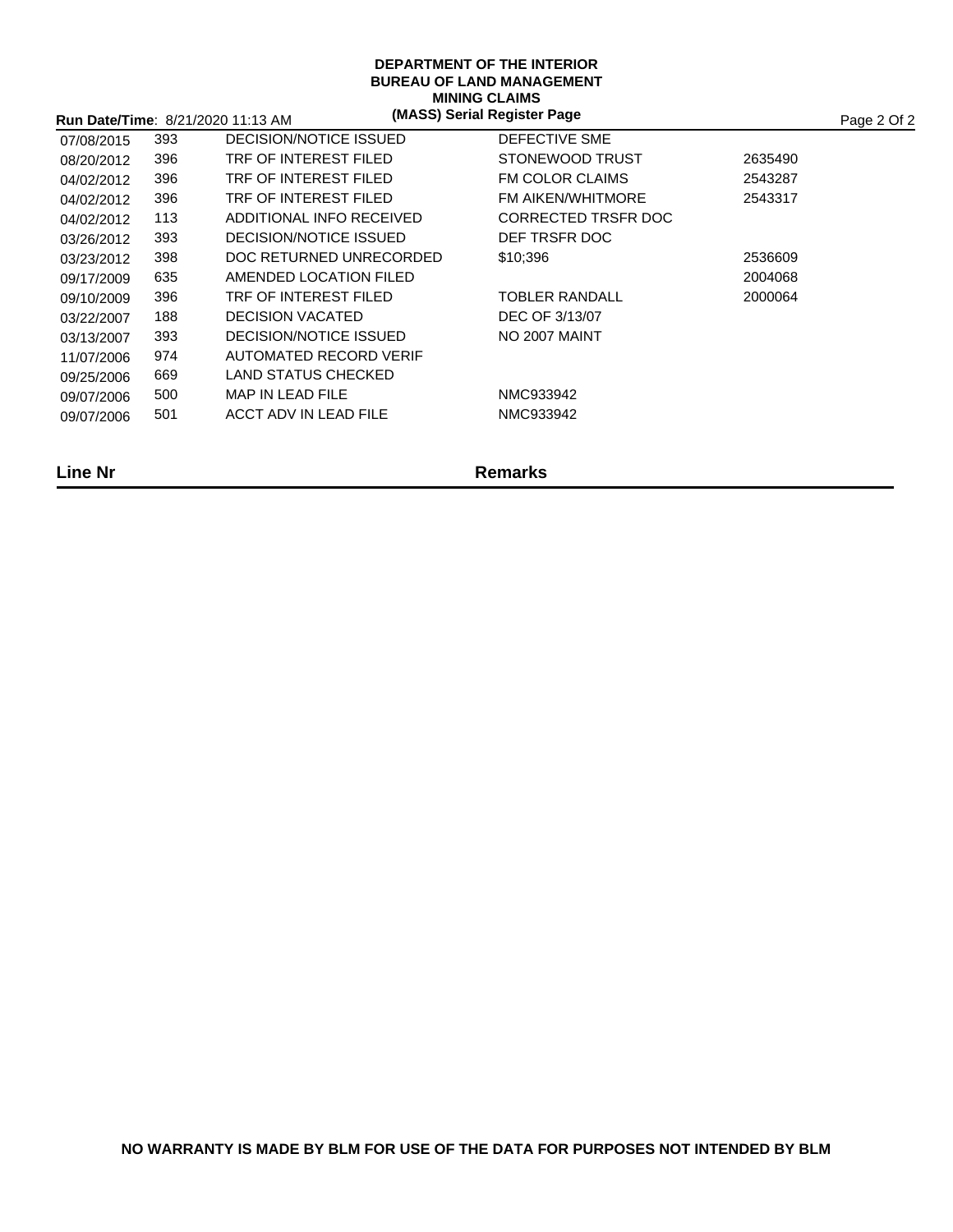**DEPARTMENT OF THE INTERIOR**
**BUREAU OF LAND MANAGEMENT**
**MINING CLAIMS**
**(MASS) Serial Register Page**

**Run Date/Time**: 8/21/2020 11:13 AM

| | | | | |
|---|---|---|---|---|
| 07/08/2015 | 393 | DECISION/NOTICE ISSUED | DEFECTIVE SME | |
| 08/20/2012 | 396 | TRF OF INTEREST FILED | STONEWOOD TRUST | 2635490 |
| 04/02/2012 | 396 | TRF OF INTEREST FILED | FM COLOR CLAIMS | 2543287 |
| 04/02/2012 | 396 | TRF OF INTEREST FILED | FM AIKEN/WHITMORE | 2543317 |
| 04/02/2012 | 113 | ADDITIONAL INFO RECEIVED | CORRECTED TRSFR DOC | |
| 03/26/2012 | 393 | DECISION/NOTICE ISSUED | DEF TRSFR DOC | |
| 03/23/2012 | 398 | DOC RETURNED UNRECORDED | $10;396 | 2536609 |
| 09/17/2009 | 635 | AMENDED LOCATION FILED | | 2004068 |
| 09/10/2009 | 396 | TRF OF INTEREST FILED | TOBLER RANDALL | 2000064 |
| 03/22/2007 | 188 | DECISION VACATED | DEC OF 3/13/07 | |
| 03/13/2007 | 393 | DECISION/NOTICE ISSUED | NO 2007 MAINT | |
| 11/07/2006 | 974 | AUTOMATED RECORD VERIF | | |
| 09/25/2006 | 669 | LAND STATUS CHECKED | | |
| 09/07/2006 | 500 | MAP IN LEAD FILE | NMC933942 | |
| 09/07/2006 | 501 | ACCT ADV IN LEAD FILE | NMC933942 | |

| Line Nr | Remarks |
|---|---|

**NO WARRANTY IS MADE BY BLM FOR USE OF THE DATA FOR PURPOSES NOT INTENDED BY BLM**